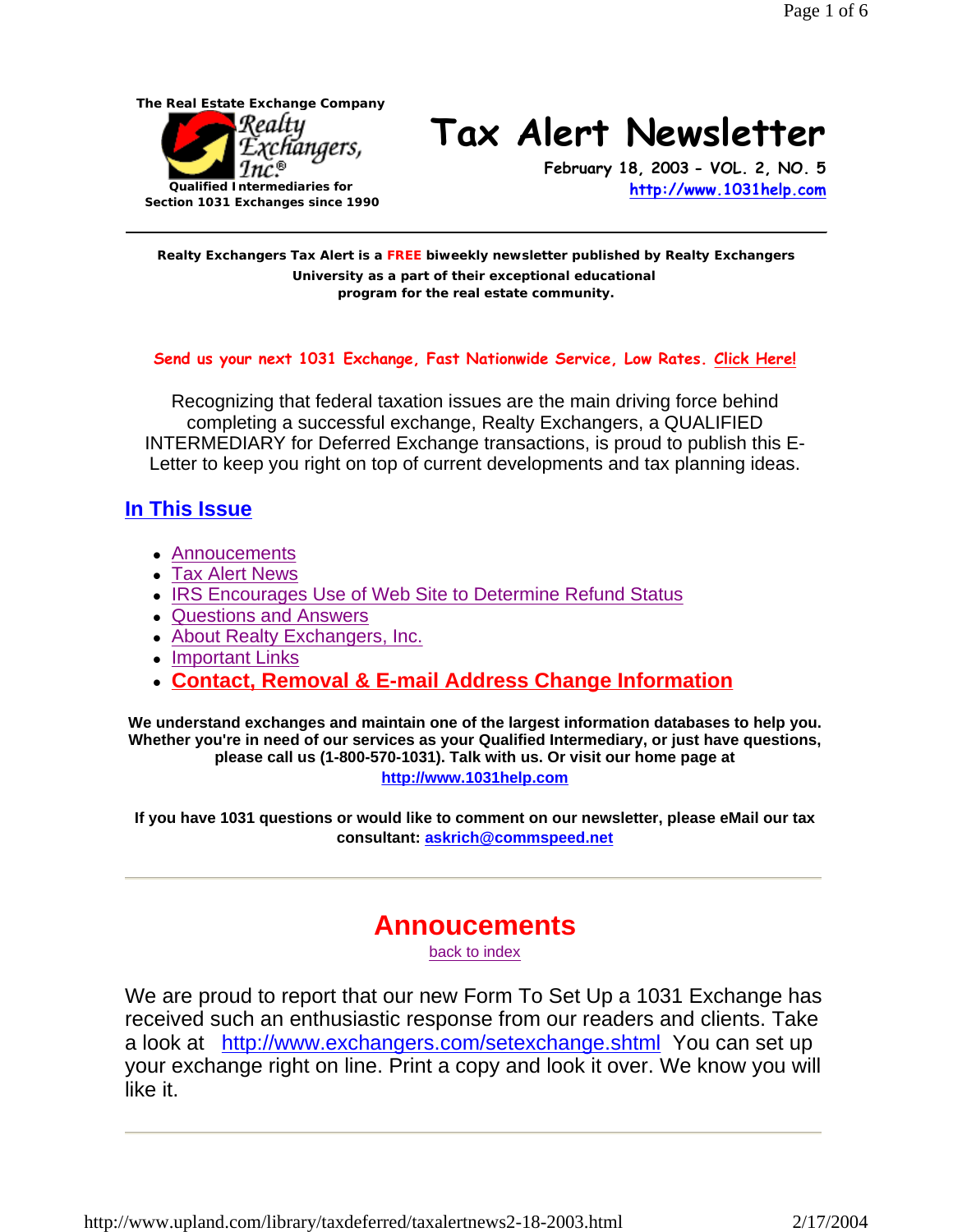The Real Estate Exchange Company

Realty Exchangers, Inc.®

Qualified Intermediaries for Section 1031 Exchanges since 1990

# Tax Alert Newsletter

**February 18, 2003 - VOL. 2, NO. 5**

**http://www.1031help.com**

---

**Realty Exchangers Tax Alert is a FREE biweekly newsletter published by Realty Exchangers University as a part of their exceptional educational program for the real estate community.**

**Send us your next 1031 Exchange, Fast Nationwide Service, Low Rates. Click Here!**

Recognizing that federal taxation issues are the main driving force behind completing a successful exchange, Realty Exchangers, a QUALIFIED INTERMEDIARY for Deferred Exchange transactions, is proud to publish this E-Letter to keep you right on top of current developments and tax planning ideas.

## In This Issue

- Annoucements
- Tax Alert News
- IRS Encourages Use of Web Site to Determine Refund Status
- Questions and Answers
- About Realty Exchangers, Inc.
- Important Links
- **Contact, Removal & E-mail Address Change Information**

**We understand exchanges and maintain one of the largest information databases to help you. Whether you're in need of our services as your Qualified Intermediary, or just have questions, please call us (1-800-570-1031). Talk with us. Or visit our home page at http://www.1031help.com**

**If you have 1031 questions or would like to comment on our newsletter, please eMail our tax consultant: askrich@commspeed.net**

---

## Annoucements

back to index

We are proud to report that our new Form To Set Up a 1031 Exchange has received such an enthusiastic response from our readers and clients. Take a look at http://www.exchangers.com/setexchange.shtml You can set up your exchange right on line. Print a copy and look it over. We know you will like it.

---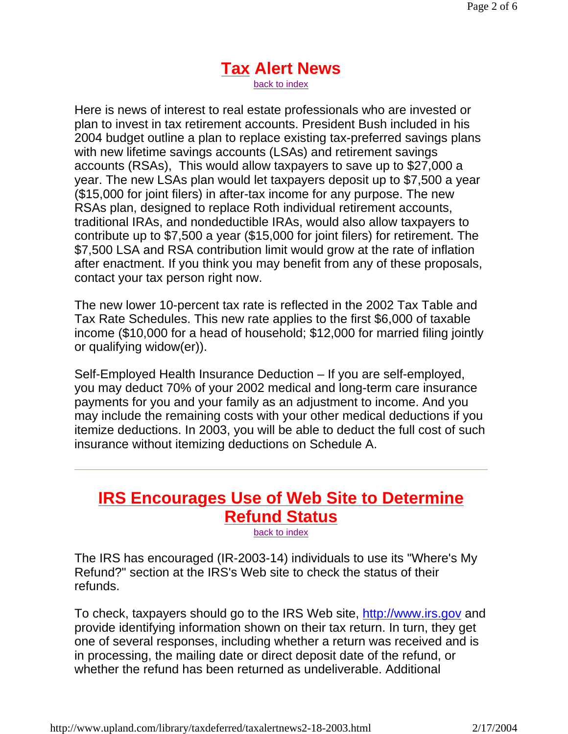# Tax Alert News

back to index

Here is news of interest to real estate professionals who are invested or plan to invest in tax retirement accounts. President Bush included in his 2004 budget outline a plan to replace existing tax-preferred savings plans with new lifetime savings accounts (LSAs) and retirement savings accounts (RSAs),  This would allow taxpayers to save up to $27,000 a year. The new LSAs plan would let taxpayers deposit up to $7,500 a year ($15,000 for joint filers) in after-tax income for any purpose. The new RSAs plan, designed to replace Roth individual retirement accounts, traditional IRAs, and nondeductible IRAs, would also allow taxpayers to contribute up to $7,500 a year ($15,000 for joint filers) for retirement. The $7,500 LSA and RSA contribution limit would grow at the rate of inflation after enactment. If you think you may benefit from any of these proposals, contact your tax person right now.

The new lower 10-percent tax rate is reflected in the 2002 Tax Table and Tax Rate Schedules. This new rate applies to the first $6,000 of taxable income ($10,000 for a head of household; $12,000 for married filing jointly or qualifying widow(er)).

Self-Employed Health Insurance Deduction – If you are self-employed, you may deduct 70% of your 2002 medical and long-term care insurance payments for you and your family as an adjustment to income. And you may include the remaining costs with your other medical deductions if you itemize deductions. In 2003, you will be able to deduct the full cost of such insurance without itemizing deductions on Schedule A.

---

# IRS Encourages Use of Web Site to Determine Refund Status

back to index

The IRS has encouraged (IR-2003-14) individuals to use its "Where's My Refund?" section at the IRS's Web site to check the status of their refunds.

To check, taxpayers should go to the IRS Web site, http://www.irs.gov and provide identifying information shown on their tax return. In turn, they get one of several responses, including whether a return was received and is in processing, the mailing date or direct deposit date of the refund, or whether the refund has been returned as undeliverable. Additional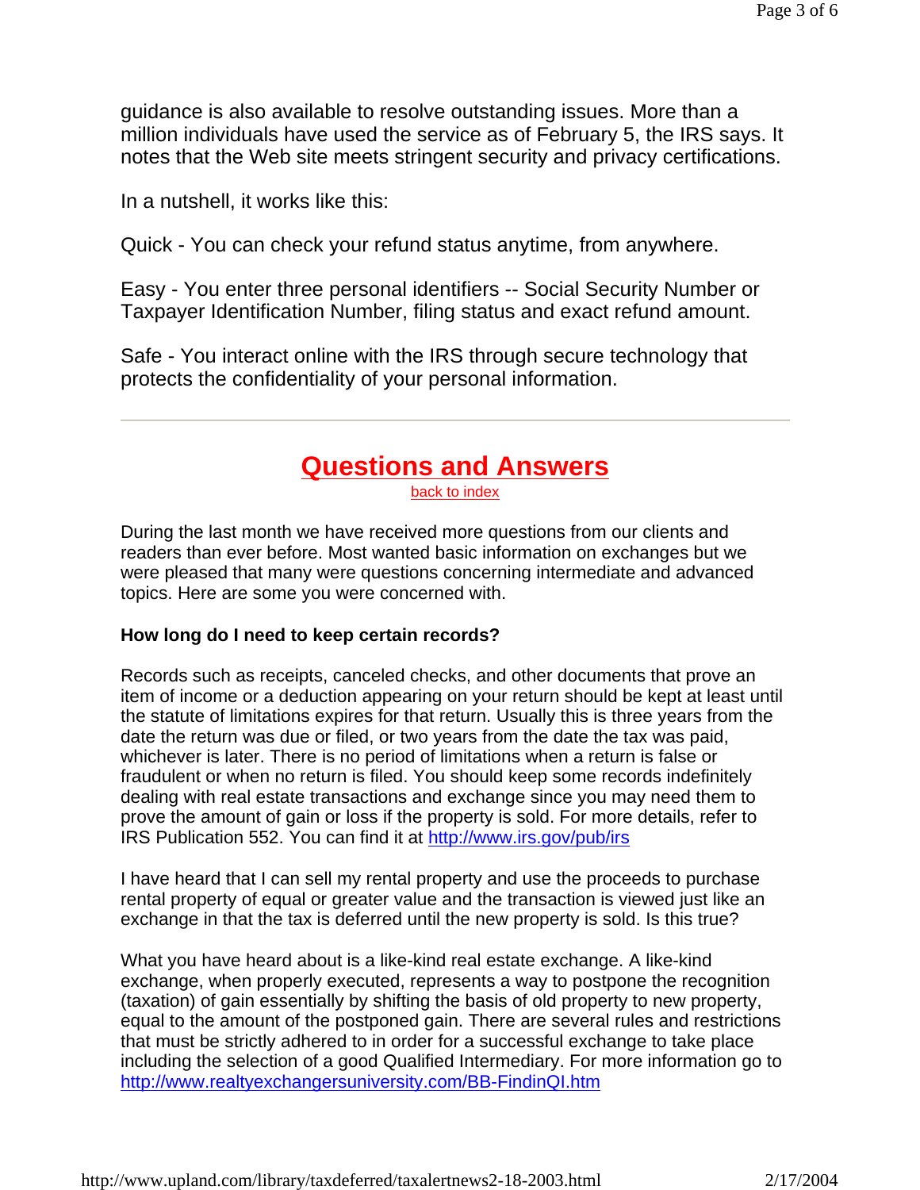guidance is also available to resolve outstanding issues. More than a million individuals have used the service as of February 5, the IRS says. It notes that the Web site meets stringent security and privacy certifications.

In a nutshell, it works like this:

Quick - You can check your refund status anytime, from anywhere.

Easy - You enter three personal identifiers -- Social Security Number or Taxpayer Identification Number, filing status and exact refund amount.

Safe - You interact online with the IRS through secure technology that protects the confidentiality of your personal information.

---

## Questions and Answers

back to index

During the last month we have received more questions from our clients and readers than ever before. Most wanted basic information on exchanges but we were pleased that many were questions concerning intermediate and advanced topics. Here are some you were concerned with.

**How long do I need to keep certain records?**

Records such as receipts, canceled checks, and other documents that prove an item of income or a deduction appearing on your return should be kept at least until the statute of limitations expires for that return. Usually this is three years from the date the return was due or filed, or two years from the date the tax was paid, whichever is later. There is no period of limitations when a return is false or fraudulent or when no return is filed. You should keep some records indefinitely dealing with real estate transactions and exchange since you may need them to prove the amount of gain or loss if the property is sold. For more details, refer to IRS Publication 552. You can find it at http://www.irs.gov/pub/irs

I have heard that I can sell my rental property and use the proceeds to purchase rental property of equal or greater value and the transaction is viewed just like an exchange in that the tax is deferred until the new property is sold. Is this true?

What you have heard about is a like-kind real estate exchange. A like-kind exchange, when properly executed, represents a way to postpone the recognition (taxation) of gain essentially by shifting the basis of old property to new property, equal to the amount of the postponed gain. There are several rules and restrictions that must be strictly adhered to in order for a successful exchange to take place including the selection of a good Qualified Intermediary. For more information go to http://www.realtyexchangersuniversity.com/BB-FindinQI.htm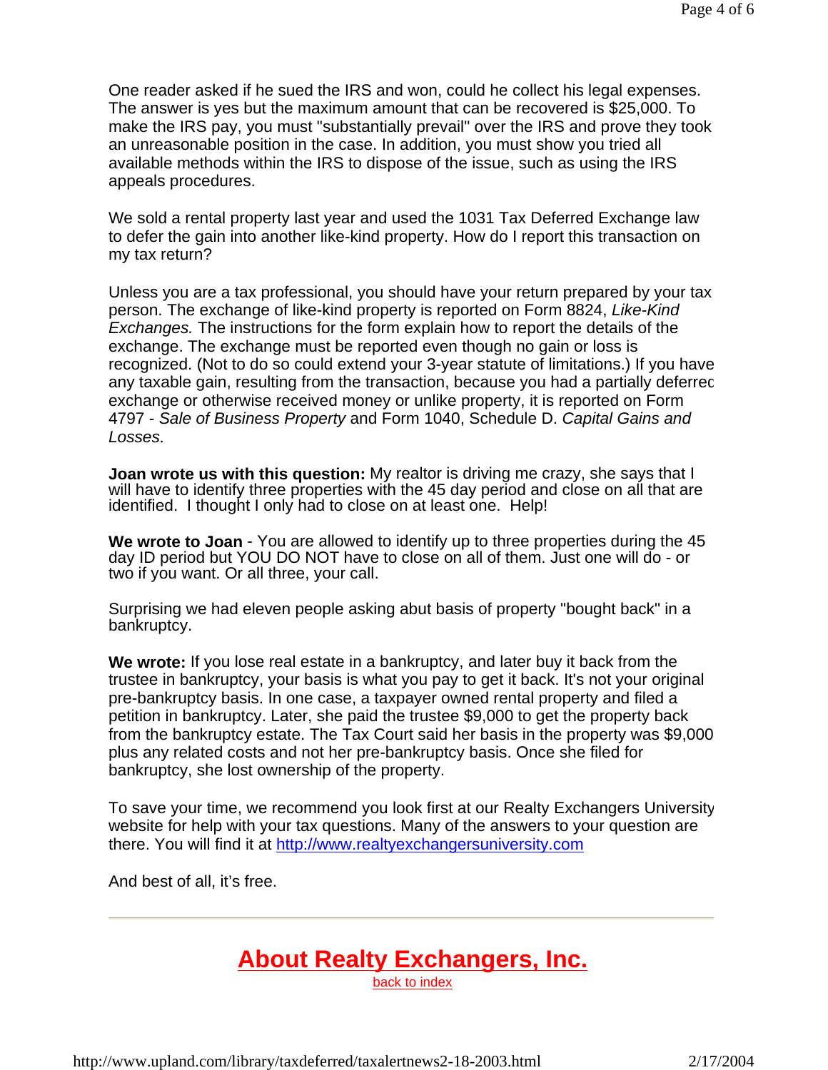One reader asked if he sued the IRS and won, could he collect his legal expenses. The answer is yes but the maximum amount that can be recovered is $25,000. To make the IRS pay, you must "substantially prevail" over the IRS and prove they took an unreasonable position in the case. In addition, you must show you tried all available methods within the IRS to dispose of the issue, such as using the IRS appeals procedures.

We sold a rental property last year and used the 1031 Tax Deferred Exchange law to defer the gain into another like-kind property. How do I report this transaction on my tax return?

Unless you are a tax professional, you should have your return prepared by your tax person. The exchange of like-kind property is reported on Form 8824, *Like-Kind Exchanges.* The instructions for the form explain how to report the details of the exchange. The exchange must be reported even though no gain or loss is recognized. (Not to do so could extend your 3-year statute of limitations.) If you have any taxable gain, resulting from the transaction, because you had a partially deferred exchange or otherwise received money or unlike property, it is reported on Form 4797 - *Sale of Business Property* and Form 1040, Schedule D. *Capital Gains and Losses*.

**Joan wrote us with this question:** My realtor is driving me crazy, she says that I will have to identify three properties with the 45 day period and close on all that are identified. I thought I only had to close on at least one. Help!

**We wrote to Joan** - You are allowed to identify up to three properties during the 45 day ID period but YOU DO NOT have to close on all of them. Just one will do - or two if you want. Or all three, your call.

Surprising we had eleven people asking abut basis of property "bought back" in a bankruptcy.

**We wrote:** If you lose real estate in a bankruptcy, and later buy it back from the trustee in bankruptcy, your basis is what you pay to get it back. It's not your original pre-bankruptcy basis. In one case, a taxpayer owned rental property and filed a petition in bankruptcy. Later, she paid the trustee $9,000 to get the property back from the bankruptcy estate. The Tax Court said her basis in the property was $9,000 plus any related costs and not her pre-bankruptcy basis. Once she filed for bankruptcy, she lost ownership of the property.

To save your time, we recommend you look first at our Realty Exchangers University website for help with your tax questions. Many of the answers to your question are there. You will find it at [http://www.realtyexchangersuniversity.com](http://www.realtyexchangersuniversity.com)

And best of all, it's free.

---

## About Realty Exchangers, Inc.

back to index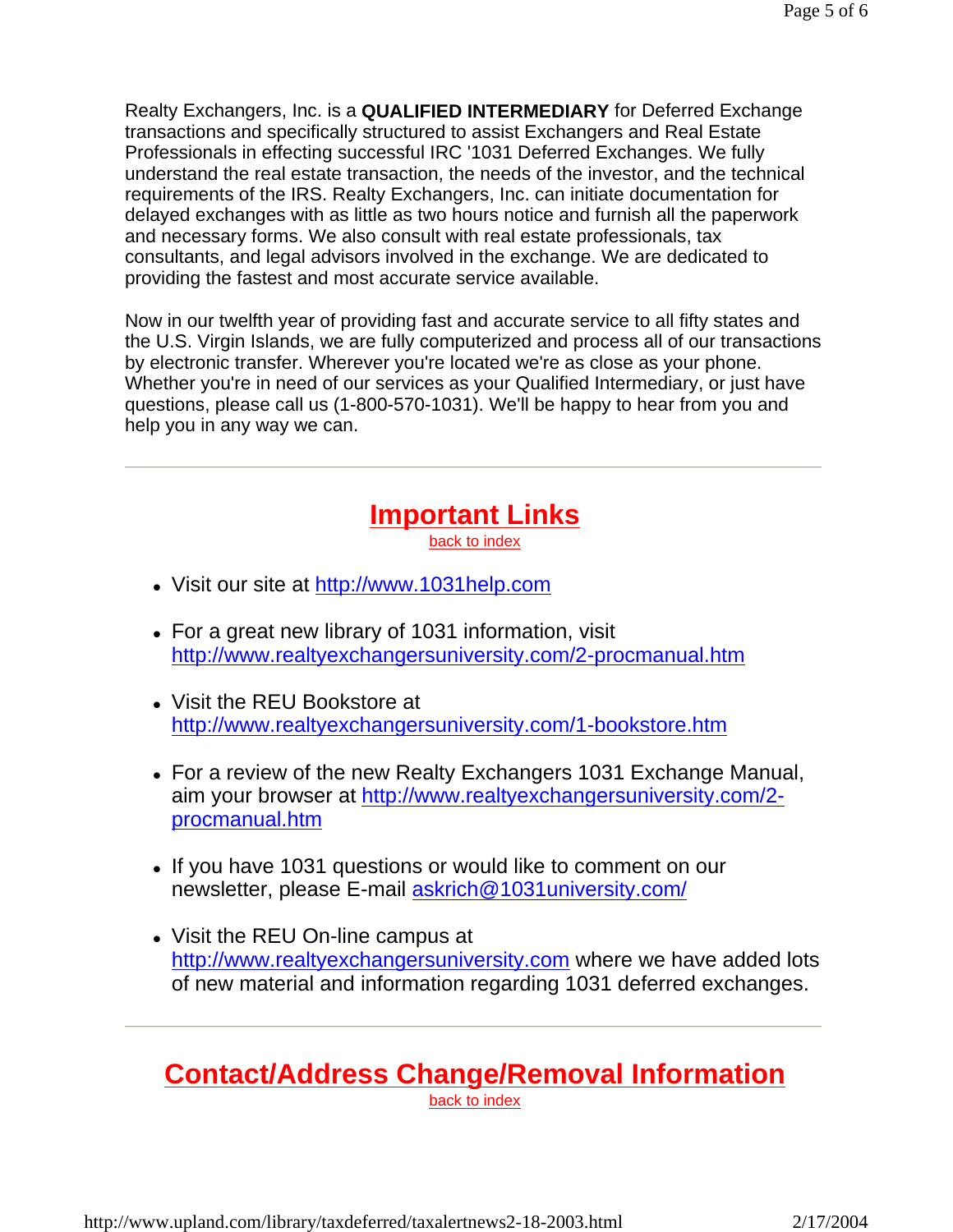Realty Exchangers, Inc. is a **QUALIFIED INTERMEDIARY** for Deferred Exchange transactions and specifically structured to assist Exchangers and Real Estate Professionals in effecting successful IRC '1031 Deferred Exchanges. We fully understand the real estate transaction, the needs of the investor, and the technical requirements of the IRS. Realty Exchangers, Inc. can initiate documentation for delayed exchanges with as little as two hours notice and furnish all the paperwork and necessary forms. We also consult with real estate professionals, tax consultants, and legal advisors involved in the exchange. We are dedicated to providing the fastest and most accurate service available.

Now in our twelfth year of providing fast and accurate service to all fifty states and the U.S. Virgin Islands, we are fully computerized and process all of our transactions by electronic transfer. Wherever you're located we're as close as your phone. Whether you're in need of our services as your Qualified Intermediary, or just have questions, please call us (1-800-570-1031). We'll be happy to hear from you and help you in any way we can.

---

## Important Links

back to index

- Visit our site at http://www.1031help.com
- For a great new library of 1031 information, visit http://www.realtyexchangersuniversity.com/2-procmanual.htm
- Visit the REU Bookstore at http://www.realtyexchangersuniversity.com/1-bookstore.htm
- For a review of the new Realty Exchangers 1031 Exchange Manual, aim your browser at http://www.realtyexchangersuniversity.com/2-procmanual.htm
- If you have 1031 questions or would like to comment on our newsletter, please E-mail askrich@1031university.com/
- Visit the REU On-line campus at http://www.realtyexchangersuniversity.com where we have added lots of new material and information regarding 1031 deferred exchanges.

---

## Contact/Address Change/Removal Information

back to index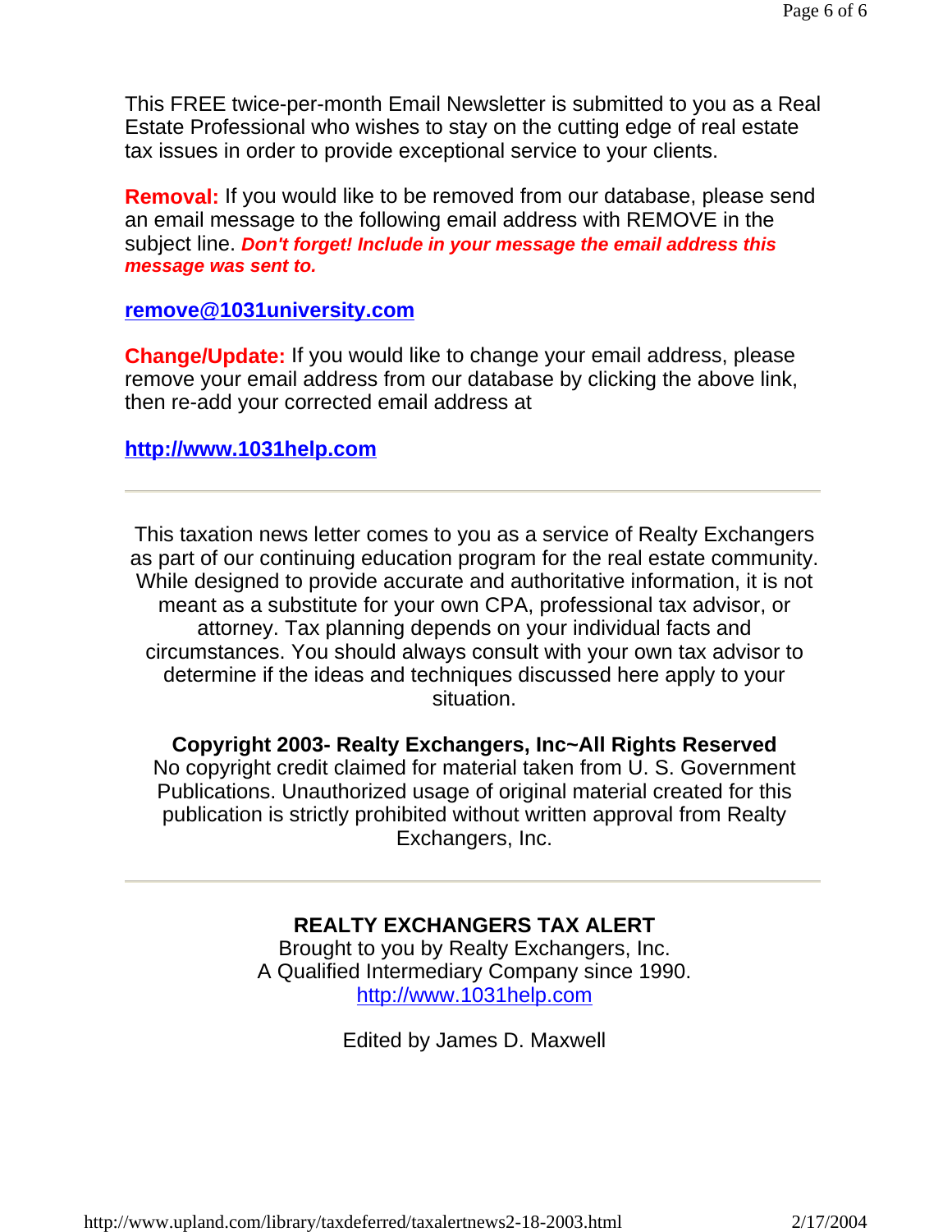This FREE twice-per-month Email Newsletter is submitted to you as a Real Estate Professional who wishes to stay on the cutting edge of real estate tax issues in order to provide exceptional service to your clients.

**Removal:** If you would like to be removed from our database, please send an email message to the following email address with REMOVE in the subject line. ***Don't forget! Include in your message the email address this message was sent to.***

**remove@1031university.com**

**Change/Update:** If you would like to change your email address, please remove your email address from our database by clicking the above link, then re-add your corrected email address at

**http://www.1031help.com**

---

This taxation news letter comes to you as a service of Realty Exchangers as part of our continuing education program for the real estate community. While designed to provide accurate and authoritative information, it is not meant as a substitute for your own CPA, professional tax advisor, or attorney. Tax planning depends on your individual facts and circumstances. You should always consult with your own tax advisor to determine if the ideas and techniques discussed here apply to your situation.

**Copyright 2003- Realty Exchangers, Inc~All Rights Reserved**
No copyright credit claimed for material taken from U. S. Government Publications. Unauthorized usage of original material created for this publication is strictly prohibited without written approval from Realty Exchangers, Inc.

---

**REALTY EXCHANGERS TAX ALERT**
Brought to you by Realty Exchangers, Inc.
A Qualified Intermediary Company since 1990.
http://www.1031help.com

Edited by James D. Maxwell